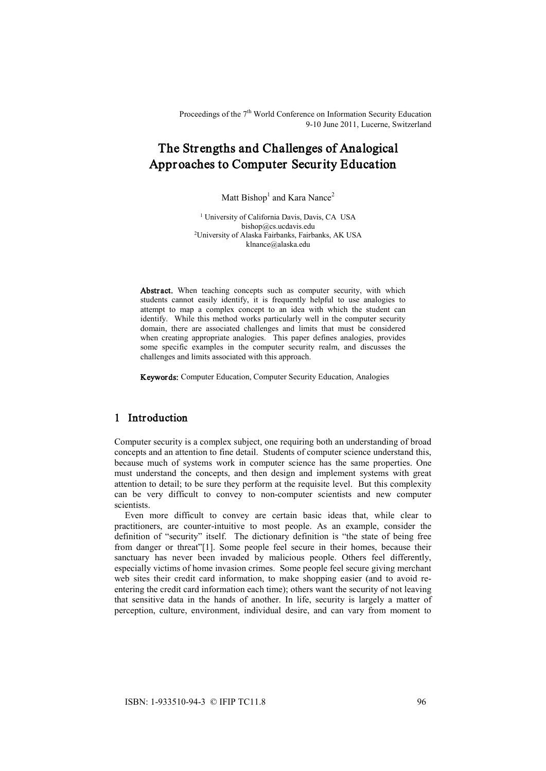Proceedings of the 7th World Conference on Information Security Education
9-10 June 2011, Lucerne, Switzerland

# The Strengths and Challenges of Analogical Approaches to Computer Security Education

Matt Bishop[1] and Kara Nance[2]

[1] University of California Davis, Davis, CA USA
bishop@cs.ucdavis.edu
[2] University of Alaska Fairbanks, Fairbanks, AK USA
klnance@alaska.edu

**Abstract.** When teaching concepts such as computer security, with which students cannot easily identify, it is frequently helpful to use analogies to attempt to map a complex concept to an idea with which the student can identify. While this method works particularly well in the computer security domain, there are associated challenges and limits that must be considered when creating appropriate analogies. This paper defines analogies, provides some specific examples in the computer security realm, and discusses the challenges and limits associated with this approach.

**Keywords:** Computer Education, Computer Security Education, Analogies

## 1 Introduction

Computer security is a complex subject, one requiring both an understanding of broad concepts and an attention to fine detail. Students of computer science understand this, because much of systems work in computer science has the same properties. One must understand the concepts, and then design and implement systems with great attention to detail; to be sure they perform at the requisite level. But this complexity can be very difficult to convey to non-computer scientists and new computer scientists.

Even more difficult to convey are certain basic ideas that, while clear to practitioners, are counter-intuitive to most people. As an example, consider the definition of "security" itself. The dictionary definition is "the state of being free from danger or threat"[1]. Some people feel secure in their homes, because their sanctuary has never been invaded by malicious people. Others feel differently, especially victims of home invasion crimes. Some people feel secure giving merchant web sites their credit card information, to make shopping easier (and to avoid re-entering the credit card information each time); others want the security of not leaving that sensitive data in the hands of another. In life, security is largely a matter of perception, culture, environment, individual desire, and can vary from moment to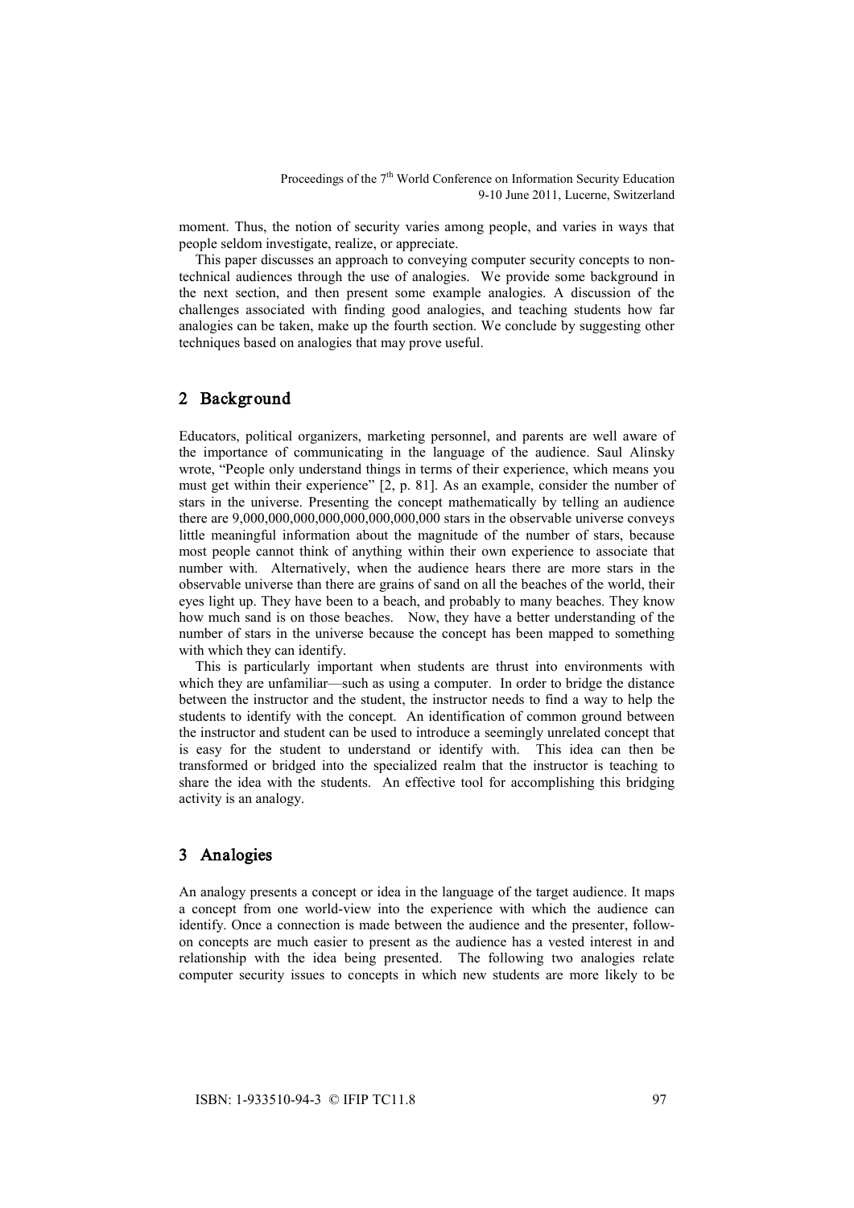moment. Thus, the notion of security varies among people, and varies in ways that people seldom investigate, realize, or appreciate.

This paper discusses an approach to conveying computer security concepts to non-technical audiences through the use of analogies. We provide some background in the next section, and then present some example analogies. A discussion of the challenges associated with finding good analogies, and teaching students how far analogies can be taken, make up the fourth section. We conclude by suggesting other techniques based on analogies that may prove useful.

## 2 Background

Educators, political organizers, marketing personnel, and parents are well aware of the importance of communicating in the language of the audience. Saul Alinsky wrote, "People only understand things in terms of their experience, which means you must get within their experience" [2, p. 81]. As an example, consider the number of stars in the universe. Presenting the concept mathematically by telling an audience there are 9,000,000,000,000,000,000,000 stars in the observable universe conveys little meaningful information about the magnitude of the number of stars, because most people cannot think of anything within their own experience to associate that number with. Alternatively, when the audience hears there are more stars in the observable universe than there are grains of sand on all the beaches of the world, their eyes light up. They have been to a beach, and probably to many beaches. They know how much sand is on those beaches. Now, they have a better understanding of the number of stars in the universe because the concept has been mapped to something with which they can identify.

This is particularly important when students are thrust into environments with which they are unfamiliar—such as using a computer. In order to bridge the distance between the instructor and the student, the instructor needs to find a way to help the students to identify with the concept. An identification of common ground between the instructor and student can be used to introduce a seemingly unrelated concept that is easy for the student to understand or identify with. This idea can then be transformed or bridged into the specialized realm that the instructor is teaching to share the idea with the students. An effective tool for accomplishing this bridging activity is an analogy.

## 3 Analogies

An analogy presents a concept or idea in the language of the target audience. It maps a concept from one world-view into the experience with which the audience can identify. Once a connection is made between the audience and the presenter, follow-on concepts are much easier to present as the audience has a vested interest in and relationship with the idea being presented. The following two analogies relate computer security issues to concepts in which new students are more likely to be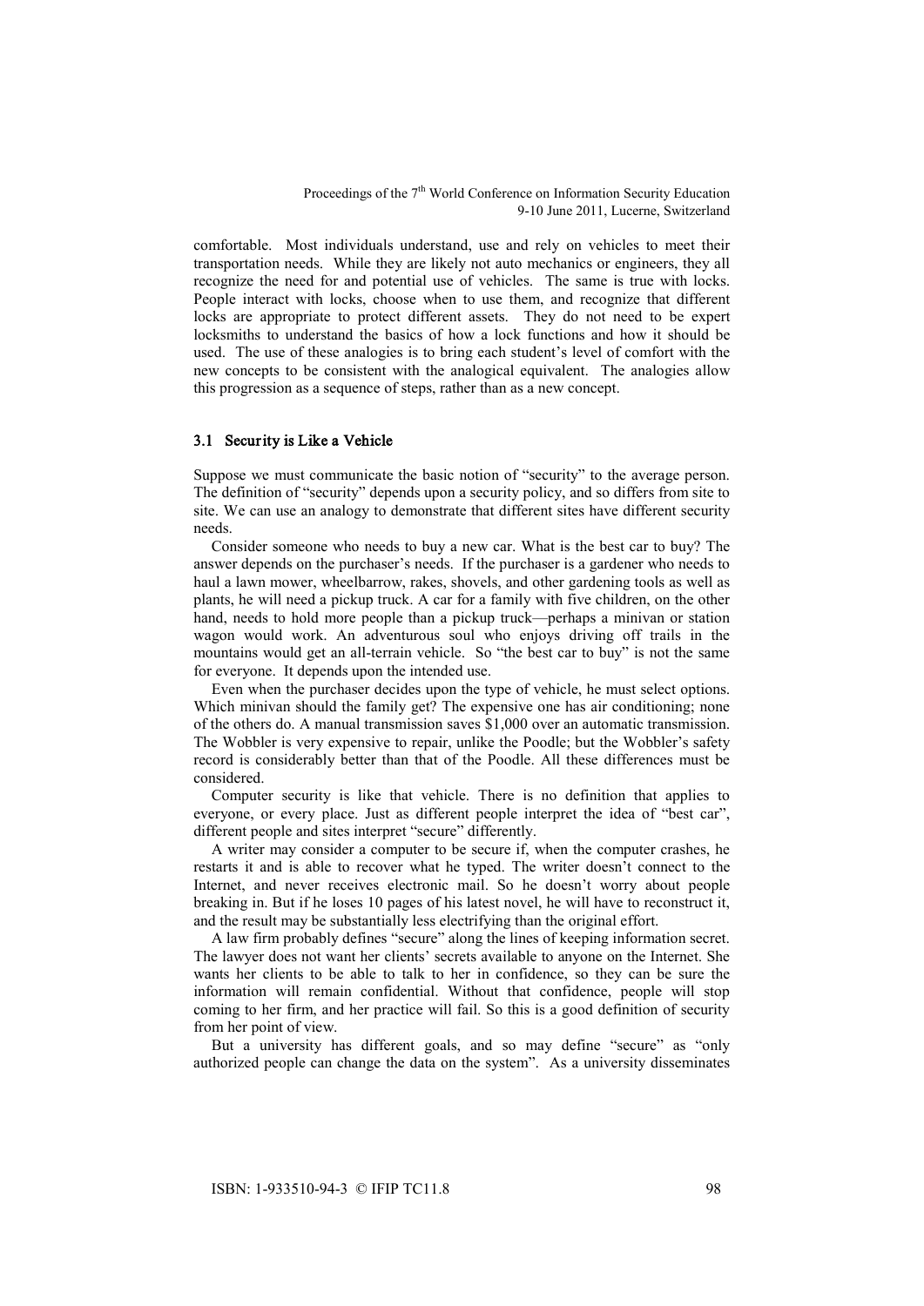comfortable. Most individuals understand, use and rely on vehicles to meet their transportation needs. While they are likely not auto mechanics or engineers, they all recognize the need for and potential use of vehicles. The same is true with locks. People interact with locks, choose when to use them, and recognize that different locks are appropriate to protect different assets. They do not need to be expert locksmiths to understand the basics of how a lock functions and how it should be used. The use of these analogies is to bring each student's level of comfort with the new concepts to be consistent with the analogical equivalent. The analogies allow this progression as a sequence of steps, rather than as a new concept.

### 3.1 Security is Like a Vehicle

Suppose we must communicate the basic notion of "security" to the average person. The definition of "security" depends upon a security policy, and so differs from site to site. We can use an analogy to demonstrate that different sites have different security needs.

Consider someone who needs to buy a new car. What is the best car to buy? The answer depends on the purchaser's needs. If the purchaser is a gardener who needs to haul a lawn mower, wheelbarrow, rakes, shovels, and other gardening tools as well as plants, he will need a pickup truck. A car for a family with five children, on the other hand, needs to hold more people than a pickup truck—perhaps a minivan or station wagon would work. An adventurous soul who enjoys driving off trails in the mountains would get an all-terrain vehicle. So "the best car to buy" is not the same for everyone. It depends upon the intended use.

Even when the purchaser decides upon the type of vehicle, he must select options. Which minivan should the family get? The expensive one has air conditioning; none of the others do. A manual transmission saves $1,000 over an automatic transmission. The Wobbler is very expensive to repair, unlike the Poodle; but the Wobbler's safety record is considerably better than that of the Poodle. All these differences must be considered.

Computer security is like that vehicle. There is no definition that applies to everyone, or every place. Just as different people interpret the idea of "best car", different people and sites interpret "secure" differently.

A writer may consider a computer to be secure if, when the computer crashes, he restarts it and is able to recover what he typed. The writer doesn't connect to the Internet, and never receives electronic mail. So he doesn't worry about people breaking in. But if he loses 10 pages of his latest novel, he will have to reconstruct it, and the result may be substantially less electrifying than the original effort.

A law firm probably defines "secure" along the lines of keeping information secret. The lawyer does not want her clients' secrets available to anyone on the Internet. She wants her clients to be able to talk to her in confidence, so they can be sure the information will remain confidential. Without that confidence, people will stop coming to her firm, and her practice will fail. So this is a good definition of security from her point of view.

But a university has different goals, and so may define "secure" as "only authorized people can change the data on the system". As a university disseminates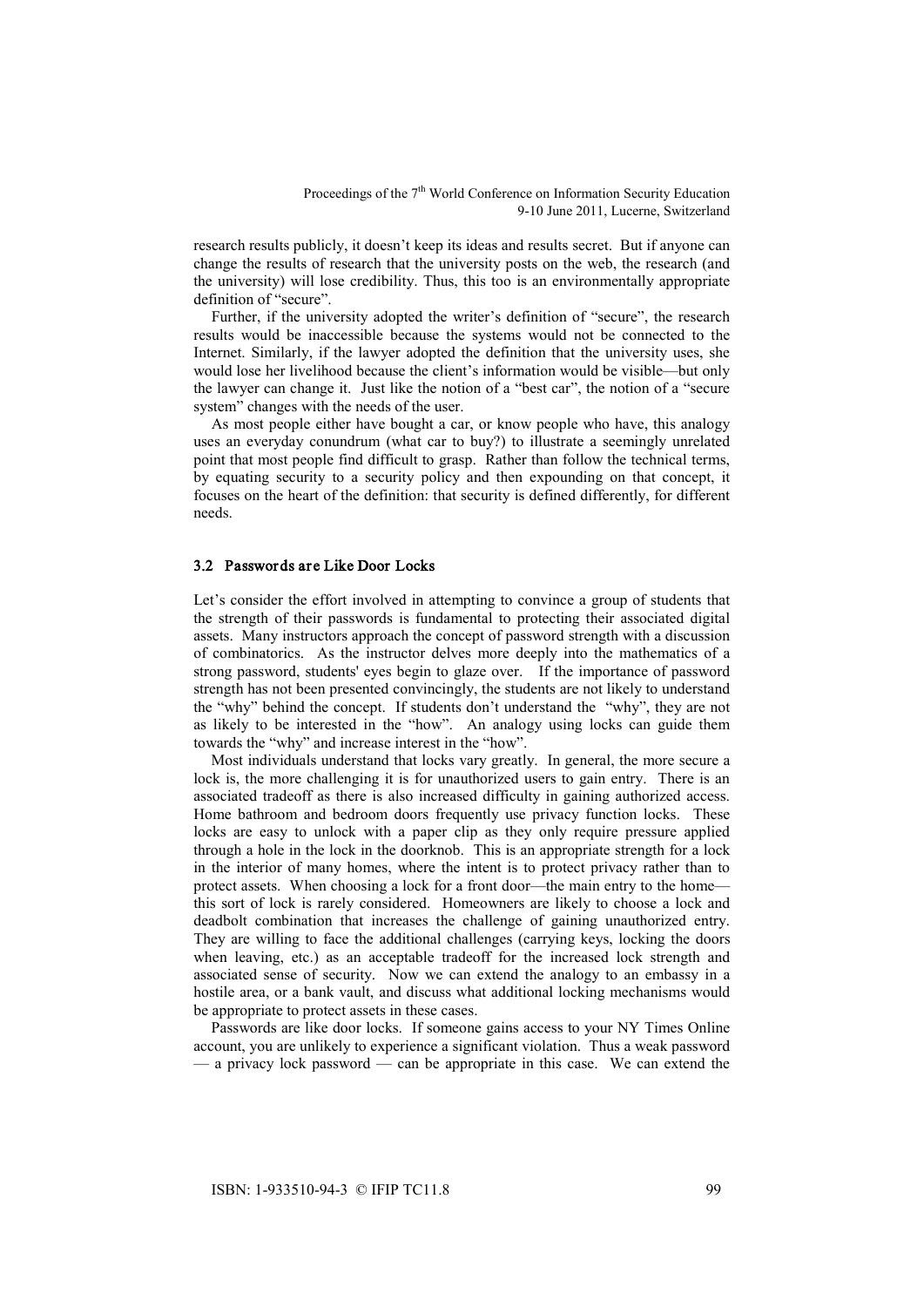research results publicly, it doesn't keep its ideas and results secret. But if anyone can change the results of research that the university posts on the web, the research (and the university) will lose credibility. Thus, this too is an environmentally appropriate definition of "secure".

Further, if the university adopted the writer's definition of "secure", the research results would be inaccessible because the systems would not be connected to the Internet. Similarly, if the lawyer adopted the definition that the university uses, she would lose her livelihood because the client's information would be visible—but only the lawyer can change it. Just like the notion of a "best car", the notion of a "secure system" changes with the needs of the user.

As most people either have bought a car, or know people who have, this analogy uses an everyday conundrum (what car to buy?) to illustrate a seemingly unrelated point that most people find difficult to grasp. Rather than follow the technical terms, by equating security to a security policy and then expounding on that concept, it focuses on the heart of the definition: that security is defined differently, for different needs.

### 3.2 Passwords are Like Door Locks

Let's consider the effort involved in attempting to convince a group of students that the strength of their passwords is fundamental to protecting their associated digital assets. Many instructors approach the concept of password strength with a discussion of combinatorics. As the instructor delves more deeply into the mathematics of a strong password, students' eyes begin to glaze over. If the importance of password strength has not been presented convincingly, the students are not likely to understand the "why" behind the concept. If students don't understand the "why", they are not as likely to be interested in the "how". An analogy using locks can guide them towards the "why" and increase interest in the "how".

Most individuals understand that locks vary greatly. In general, the more secure a lock is, the more challenging it is for unauthorized users to gain entry. There is an associated tradeoff as there is also increased difficulty in gaining authorized access. Home bathroom and bedroom doors frequently use privacy function locks. These locks are easy to unlock with a paper clip as they only require pressure applied through a hole in the lock in the doorknob. This is an appropriate strength for a lock in the interior of many homes, where the intent is to protect privacy rather than to protect assets. When choosing a lock for a front door—the main entry to the home—this sort of lock is rarely considered. Homeowners are likely to choose a lock and deadbolt combination that increases the challenge of gaining unauthorized entry. They are willing to face the additional challenges (carrying keys, locking the doors when leaving, etc.) as an acceptable tradeoff for the increased lock strength and associated sense of security. Now we can extend the analogy to an embassy in a hostile area, or a bank vault, and discuss what additional locking mechanisms would be appropriate to protect assets in these cases.

Passwords are like door locks. If someone gains access to your NY Times Online account, you are unlikely to experience a significant violation. Thus a weak password — a privacy lock password — can be appropriate in this case. We can extend the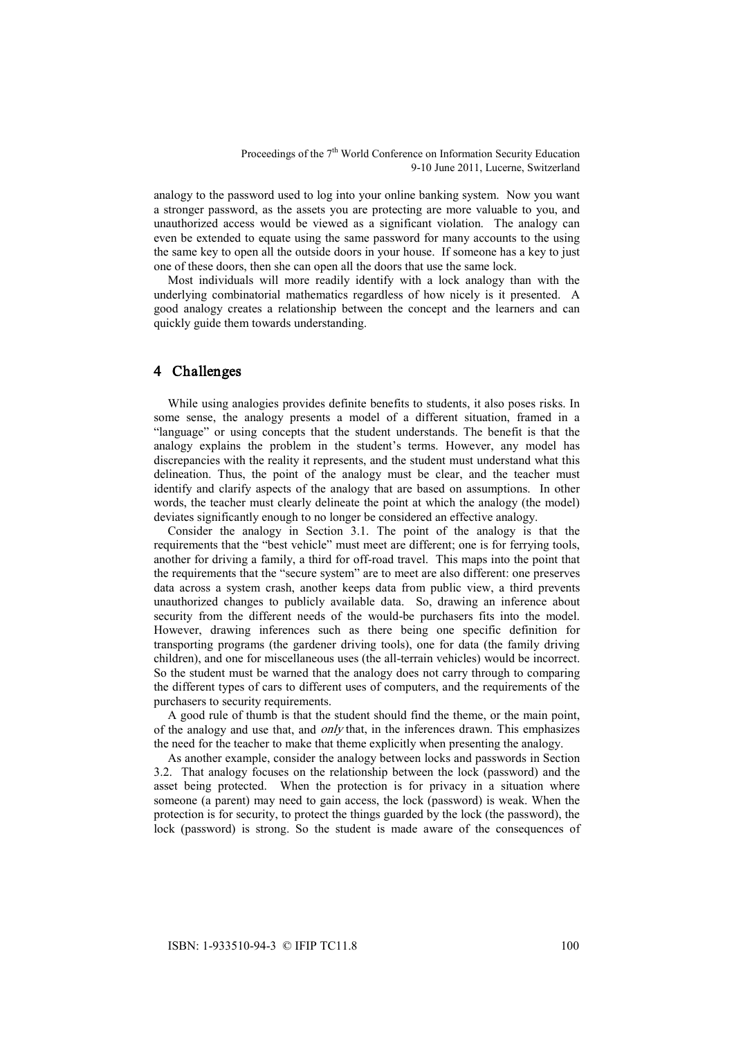analogy to the password used to log into your online banking system. Now you want a stronger password, as the assets you are protecting are more valuable to you, and unauthorized access would be viewed as a significant violation. The analogy can even be extended to equate using the same password for many accounts to the using the same key to open all the outside doors in your house. If someone has a key to just one of these doors, then she can open all the doors that use the same lock.

Most individuals will more readily identify with a lock analogy than with the underlying combinatorial mathematics regardless of how nicely is it presented. A good analogy creates a relationship between the concept and the learners and can quickly guide them towards understanding.

## 4 Challenges

While using analogies provides definite benefits to students, it also poses risks. In some sense, the analogy presents a model of a different situation, framed in a "language" or using concepts that the student understands. The benefit is that the analogy explains the problem in the student's terms. However, any model has discrepancies with the reality it represents, and the student must understand what this delineation. Thus, the point of the analogy must be clear, and the teacher must identify and clarify aspects of the analogy that are based on assumptions. In other words, the teacher must clearly delineate the point at which the analogy (the model) deviates significantly enough to no longer be considered an effective analogy.

Consider the analogy in Section 3.1. The point of the analogy is that the requirements that the "best vehicle" must meet are different; one is for ferrying tools, another for driving a family, a third for off-road travel. This maps into the point that the requirements that the "secure system" are to meet are also different: one preserves data across a system crash, another keeps data from public view, a third prevents unauthorized changes to publicly available data. So, drawing an inference about security from the different needs of the would-be purchasers fits into the model. However, drawing inferences such as there being one specific definition for transporting programs (the gardener driving tools), one for data (the family driving children), and one for miscellaneous uses (the all-terrain vehicles) would be incorrect. So the student must be warned that the analogy does not carry through to comparing the different types of cars to different uses of computers, and the requirements of the purchasers to security requirements.

A good rule of thumb is that the student should find the theme, or the main point, of the analogy and use that, and *only* that, in the inferences drawn. This emphasizes the need for the teacher to make that theme explicitly when presenting the analogy.

As another example, consider the analogy between locks and passwords in Section 3.2. That analogy focuses on the relationship between the lock (password) and the asset being protected. When the protection is for privacy in a situation where someone (a parent) may need to gain access, the lock (password) is weak. When the protection is for security, to protect the things guarded by the lock (the password), the lock (password) is strong. So the student is made aware of the consequences of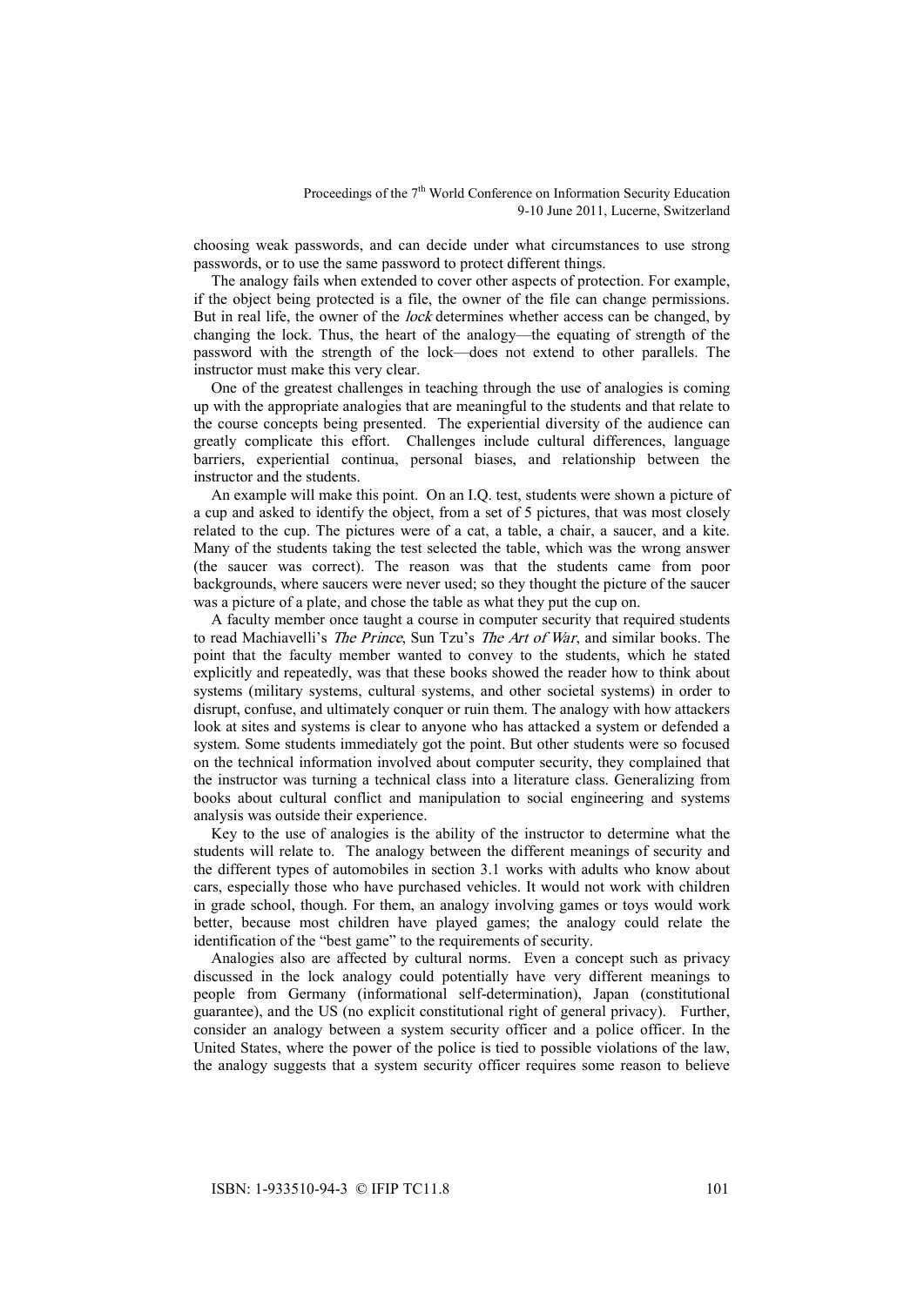choosing weak passwords, and can decide under what circumstances to use strong passwords, or to use the same password to protect different things.

The analogy fails when extended to cover other aspects of protection. For example, if the object being protected is a file, the owner of the file can change permissions. But in real life, the owner of the *lock* determines whether access can be changed, by changing the lock. Thus, the heart of the analogy—the equating of strength of the password with the strength of the lock—does not extend to other parallels. The instructor must make this very clear.

One of the greatest challenges in teaching through the use of analogies is coming up with the appropriate analogies that are meaningful to the students and that relate to the course concepts being presented. The experiential diversity of the audience can greatly complicate this effort. Challenges include cultural differences, language barriers, experiential continua, personal biases, and relationship between the instructor and the students.

An example will make this point. On an I.Q. test, students were shown a picture of a cup and asked to identify the object, from a set of 5 pictures, that was most closely related to the cup. The pictures were of a cat, a table, a chair, a saucer, and a kite. Many of the students taking the test selected the table, which was the wrong answer (the saucer was correct). The reason was that the students came from poor backgrounds, where saucers were never used; so they thought the picture of the saucer was a picture of a plate, and chose the table as what they put the cup on.

A faculty member once taught a course in computer security that required students to read Machiavelli's *The Prince*, Sun Tzu's *The Art of War*, and similar books. The point that the faculty member wanted to convey to the students, which he stated explicitly and repeatedly, was that these books showed the reader how to think about systems (military systems, cultural systems, and other societal systems) in order to disrupt, confuse, and ultimately conquer or ruin them. The analogy with how attackers look at sites and systems is clear to anyone who has attacked a system or defended a system. Some students immediately got the point. But other students were so focused on the technical information involved about computer security, they complained that the instructor was turning a technical class into a literature class. Generalizing from books about cultural conflict and manipulation to social engineering and systems analysis was outside their experience.

Key to the use of analogies is the ability of the instructor to determine what the students will relate to. The analogy between the different meanings of security and the different types of automobiles in section 3.1 works with adults who know about cars, especially those who have purchased vehicles. It would not work with children in grade school, though. For them, an analogy involving games or toys would work better, because most children have played games; the analogy could relate the identification of the "best game" to the requirements of security.

Analogies also are affected by cultural norms. Even a concept such as privacy discussed in the lock analogy could potentially have very different meanings to people from Germany (informational self-determination), Japan (constitutional guarantee), and the US (no explicit constitutional right of general privacy). Further, consider an analogy between a system security officer and a police officer. In the United States, where the power of the police is tied to possible violations of the law, the analogy suggests that a system security officer requires some reason to believe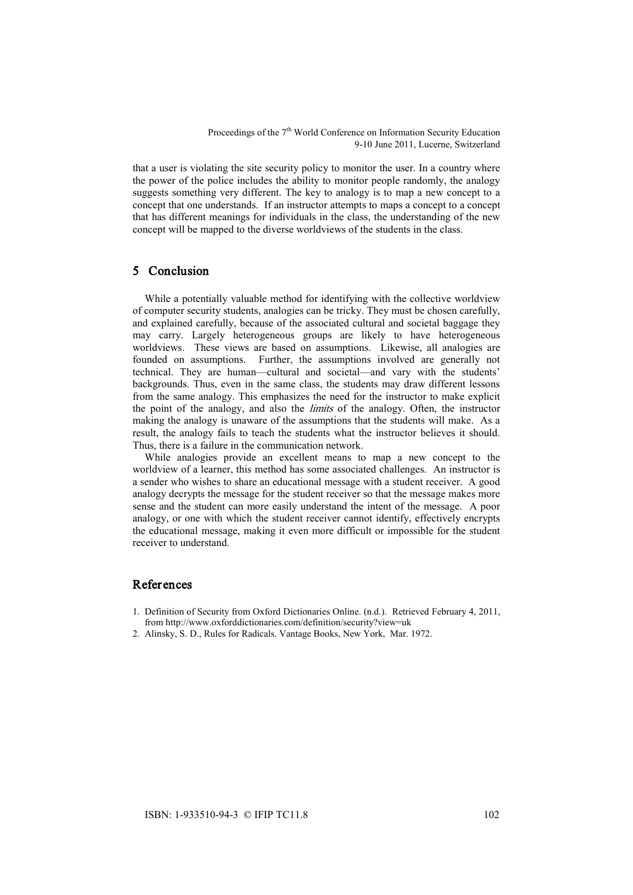that a user is violating the site security policy to monitor the user. In a country where the power of the police includes the ability to monitor people randomly, the analogy suggests something very different. The key to analogy is to map a new concept to a concept that one understands. If an instructor attempts to maps a concept to a concept that has different meanings for individuals in the class, the understanding of the new concept will be mapped to the diverse worldviews of the students in the class.

## 5 Conclusion

While a potentially valuable method for identifying with the collective worldview of computer security students, analogies can be tricky. They must be chosen carefully, and explained carefully, because of the associated cultural and societal baggage they may carry. Largely heterogeneous groups are likely to have heterogeneous worldviews. These views are based on assumptions. Likewise, all analogies are founded on assumptions. Further, the assumptions involved are generally not technical. They are human—cultural and societal—and vary with the students' backgrounds. Thus, even in the same class, the students may draw different lessons from the same analogy. This emphasizes the need for the instructor to make explicit the point of the analogy, and also the *limits* of the analogy. Often, the instructor making the analogy is unaware of the assumptions that the students will make. As a result, the analogy fails to teach the students what the instructor believes it should. Thus, there is a failure in the communication network.

While analogies provide an excellent means to map a new concept to the worldview of a learner, this method has some associated challenges. An instructor is a sender who wishes to share an educational message with a student receiver. A good analogy decrypts the message for the student receiver so that the message makes more sense and the student can more easily understand the intent of the message. A poor analogy, or one with which the student receiver cannot identify, effectively encrypts the educational message, making it even more difficult or impossible for the student receiver to understand.

## References

1. Definition of Security from Oxford Dictionaries Online. (n.d.). Retrieved February 4, 2011, from http://www.oxforddictionaries.com/definition/security?view=uk
2. Alinsky, S. D., Rules for Radicals. Vantage Books, New York, Mar. 1972.